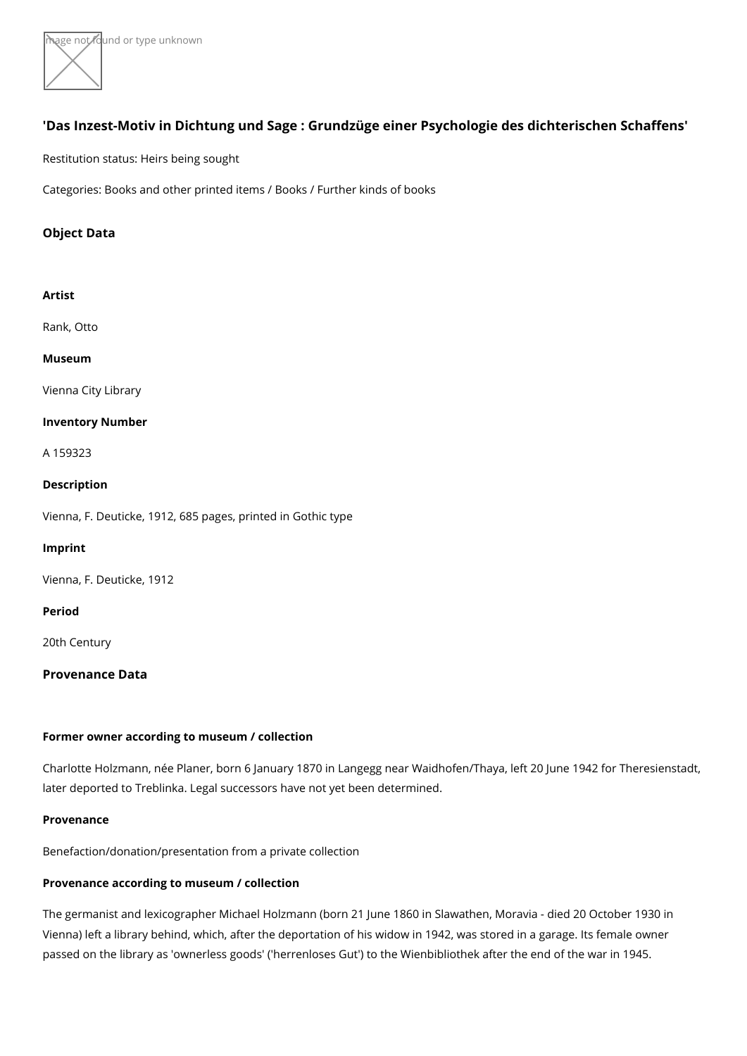## 'Das Inzest-Motiv in Dichtung und Sage : Grundzüge einer Psychologie des dichterischen Schaffens'

Restitution status: Heirs being sought

Categories: Books and other printed items / Books / Further kinds of books

### Object Data

**Artist**

Rank, Otto

**Museum**

Vienna City Library

**Inventory Number**

A 159323

**Description**

Vienna, F. Deuticke, 1912, 685 pages, printed in Gothic type

**Imprint**

Vienna, F. Deuticke, 1912

**Period**

20th Century

### Provenance Data

**Former owner according to museum / collection**

Charlotte Holzmann, née Planer, born 6 January 1870 in Langegg near Waidhofen/Thaya, left 20 June 1942 for Theresienstadt, later deported to Treblinka. Legal successors have not yet been determined.

**Provenance**

Benefaction/donation/presentation from a private collection

**Provenance according to museum / collection**

The germanist and lexicographer Michael Holzmann (born 21 June 1860 in Slawathen, Moravia - died 20 October 1930 in Vienna) left a library behind, which, after the deportation of his widow in 1942, was stored in a garage. Its female owner passed on the library as 'ownerless goods' ('herrenloses Gut') to the Wienbibliothek after the end of the war in 1945.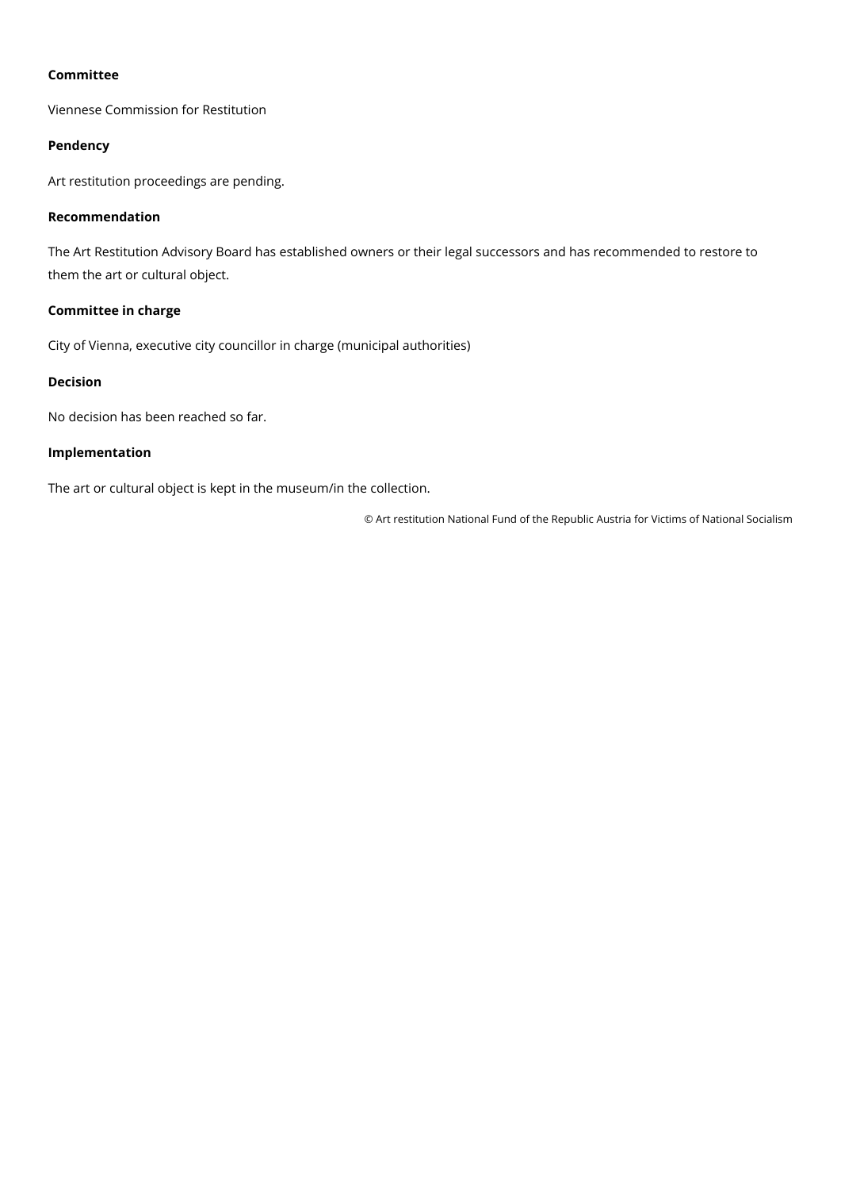**Committee**

Viennese Commission for Restitution

**Pendency**

Art restitution proceedings are pending.

**Recommendation**

The Art Restitution Advisory Board has established owners or their legal successors and has recommended to restore to them the art or cultural object.

**Committee in charge**

City of Vienna, executive city councillor in charge (municipal authorities)

**Decision**

No decision has been reached so far.

**Implementation**

The art or cultural object is kept in the museum/in the collection.

© Art restitution National Fund of the Republic Austria for Victims of National Socialism